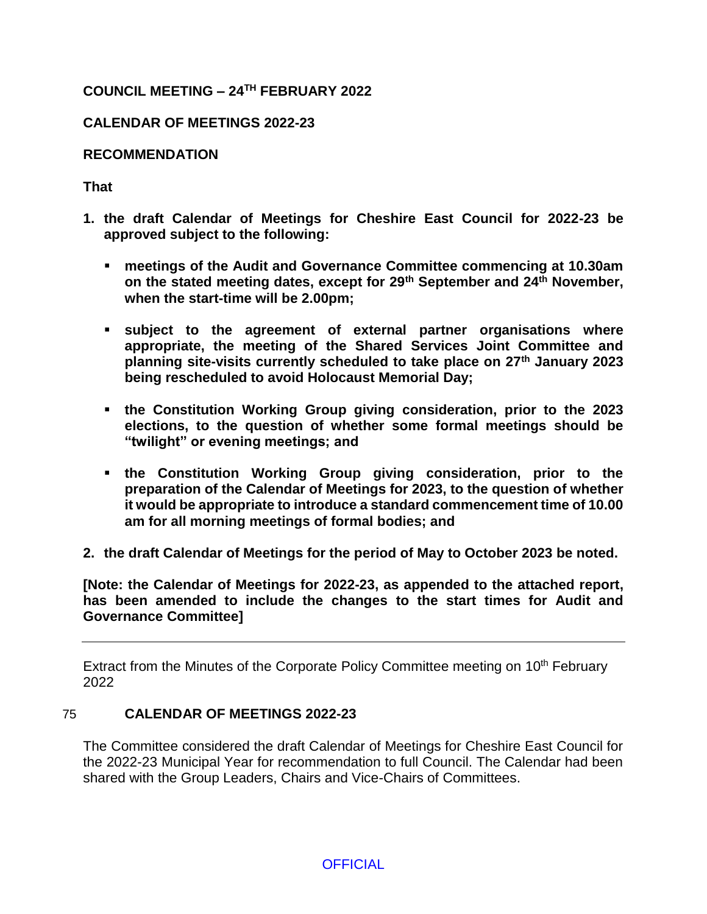**COUNCIL MEETING – 24TH FEBRUARY 2022**

**CALENDAR OF MEETINGS 2022-23**

**RECOMMENDATION**

**That**

1. **the draft Calendar of Meetings for Cheshire East Council for 2022-23 be approved subject to the following:**

   - **meetings of the Audit and Governance Committee commencing at 10.30am on the stated meeting dates, except for 29th September and 24th November, when the start-time will be 2.00pm;**

   - **subject to the agreement of external partner organisations where appropriate, the meeting of the Shared Services Joint Committee and planning site-visits currently scheduled to take place on 27th January 2023 being rescheduled to avoid Holocaust Memorial Day;**

   - **the Constitution Working Group giving consideration, prior to the 2023 elections, to the question of whether some formal meetings should be "twilight" or evening meetings; and**

   - **the Constitution Working Group giving consideration, prior to the preparation of the Calendar of Meetings for 2023, to the question of whether it would be appropriate to introduce a standard commencement time of 10.00 am for all morning meetings of formal bodies; and**

2. **the draft Calendar of Meetings for the period of May to October 2023 be noted.**

**[Note: the Calendar of Meetings for 2022-23, as appended to the attached report, has been amended to include the changes to the start times for Audit and Governance Committee]**

---

Extract from the Minutes of the Corporate Policy Committee meeting on 10th February 2022

75 **CALENDAR OF MEETINGS 2022-23**

The Committee considered the draft Calendar of Meetings for Cheshire East Council for the 2022-23 Municipal Year for recommendation to full Council. The Calendar had been shared with the Group Leaders, Chairs and Vice-Chairs of Committees.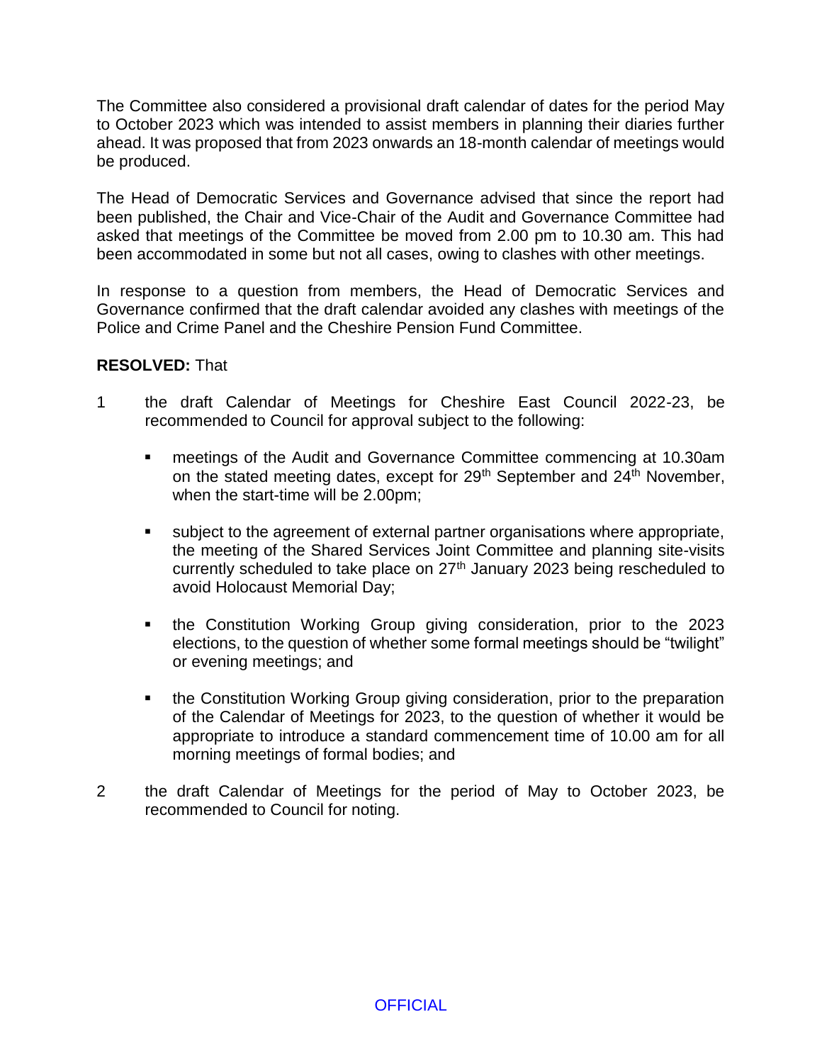The Committee also considered a provisional draft calendar of dates for the period May to October 2023 which was intended to assist members in planning their diaries further ahead. It was proposed that from 2023 onwards an 18-month calendar of meetings would be produced.

The Head of Democratic Services and Governance advised that since the report had been published, the Chair and Vice-Chair of the Audit and Governance Committee had asked that meetings of the Committee be moved from 2.00 pm to 10.30 am. This had been accommodated in some but not all cases, owing to clashes with other meetings.

In response to a question from members, the Head of Democratic Services and Governance confirmed that the draft calendar avoided any clashes with meetings of the Police and Crime Panel and the Cheshire Pension Fund Committee.

**RESOLVED:** That

1. the draft Calendar of Meetings for Cheshire East Council 2022-23, be recommended to Council for approval subject to the following:

   - meetings of the Audit and Governance Committee commencing at 10.30am on the stated meeting dates, except for 29th September and 24th November, when the start-time will be 2.00pm;

   - subject to the agreement of external partner organisations where appropriate, the meeting of the Shared Services Joint Committee and planning site-visits currently scheduled to take place on 27th January 2023 being rescheduled to avoid Holocaust Memorial Day;

   - the Constitution Working Group giving consideration, prior to the 2023 elections, to the question of whether some formal meetings should be "twilight" or evening meetings; and

   - the Constitution Working Group giving consideration, prior to the preparation of the Calendar of Meetings for 2023, to the question of whether it would be appropriate to introduce a standard commencement time of 10.00 am for all morning meetings of formal bodies; and

2. the draft Calendar of Meetings for the period of May to October 2023, be recommended to Council for noting.